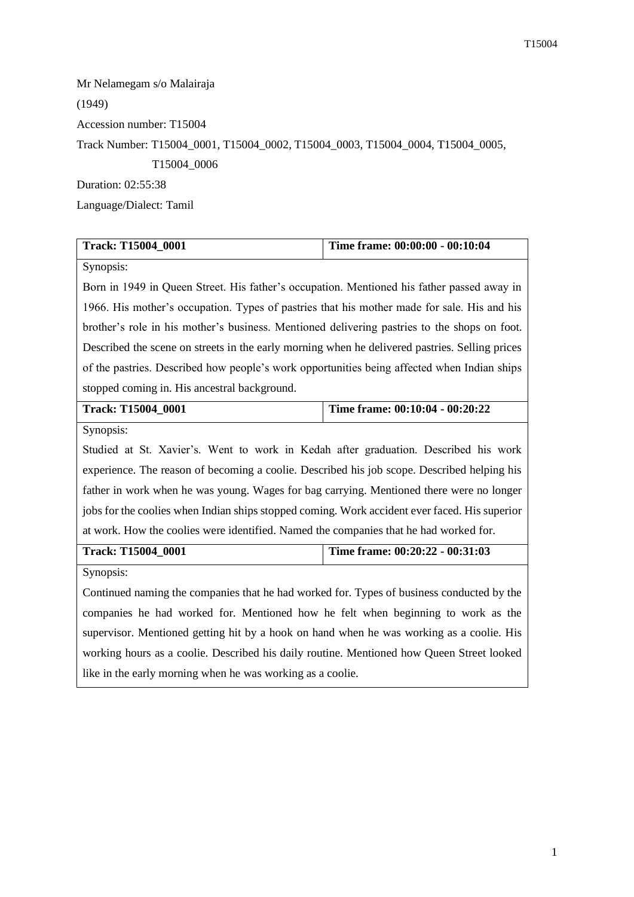Mr Nelamegam s/o Malairaja

(1949)

Accession number: T15004

Track Number: T15004_0001, T15004_0002, T15004_0003, T15004_0004, T15004_0005, T15004_0006

Duration: 02:55:38

Language/Dialect: Tamil

| **Track: T15004_0001** | **Time frame: 00:00:00 - 00:10:04** |
|---|---|
| Synopsis: Born in 1949 in Queen Street. His father's occupation. Mentioned his father passed away in 1966. His mother's occupation. Types of pastries that his mother made for sale. His and his brother's role in his mother's business. Mentioned delivering pastries to the shops on foot. Described the scene on streets in the early morning when he delivered pastries. Selling prices of the pastries. Described how people's work opportunities being affected when Indian ships stopped coming in. His ancestral background. | |
| **Track: T15004_0001** | **Time frame: 00:10:04 - 00:20:22** |
| Synopsis: Studied at St. Xavier's. Went to work in Kedah after graduation. Described his work experience. The reason of becoming a coolie. Described his job scope. Described helping his father in work when he was young. Wages for bag carrying. Mentioned there were no longer jobs for the coolies when Indian ships stopped coming. Work accident ever faced. His superior at work. How the coolies were identified. Named the companies that he had worked for. | |
| **Track: T15004_0001** | **Time frame: 00:20:22 - 00:31:03** |
| Synopsis: Continued naming the companies that he had worked for. Types of business conducted by the companies he had worked for. Mentioned how he felt when beginning to work as the supervisor. Mentioned getting hit by a hook on hand when he was working as a coolie. His working hours as a coolie. Described his daily routine. Mentioned how Queen Street looked like in the early morning when he was working as a coolie. | |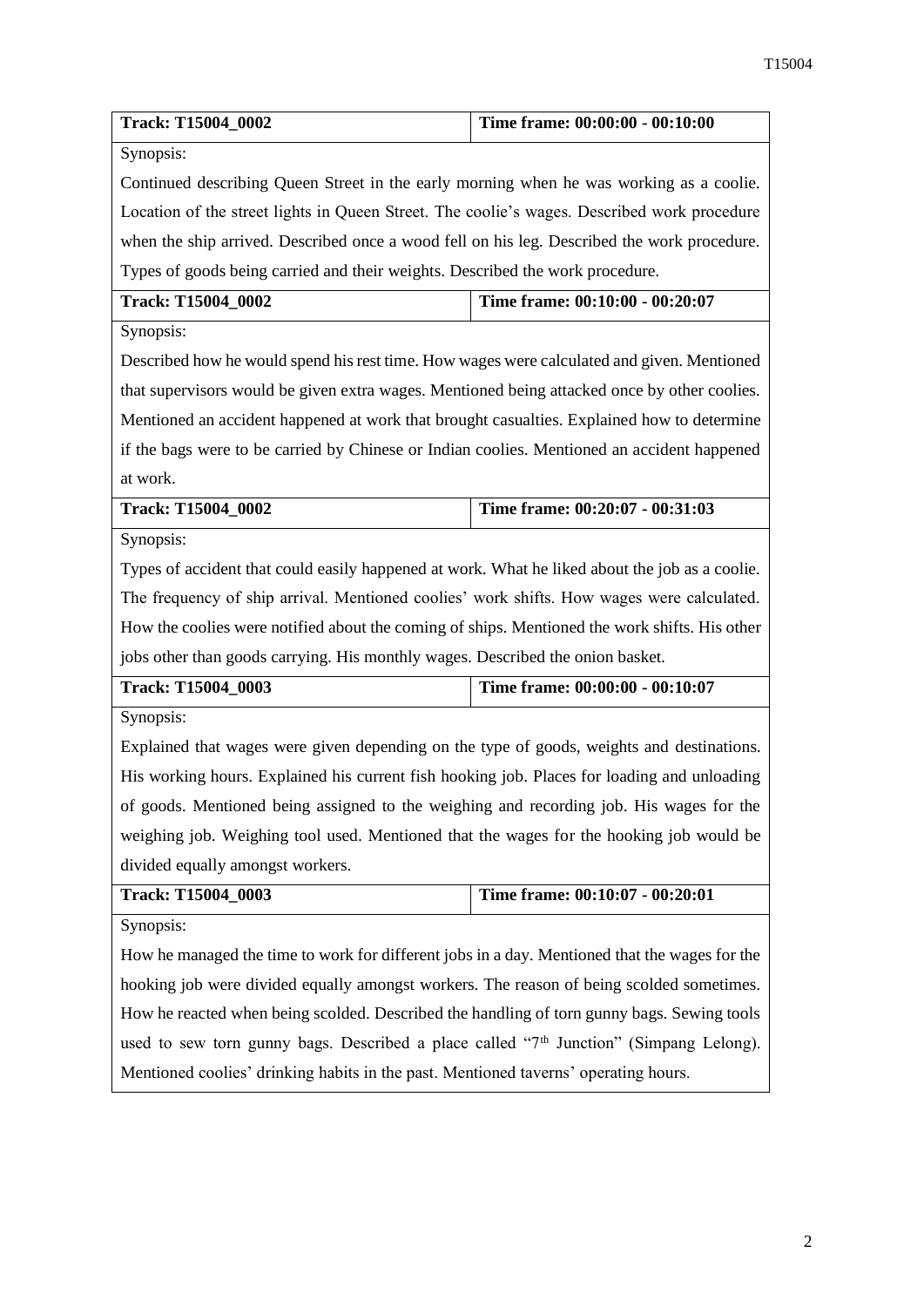| **Track: T15004_0002** | **Time frame: 00:00:00 - 00:10:00** |
|---|---|
| Synopsis: Continued describing Queen Street in the early morning when he was working as a coolie. Location of the street lights in Queen Street. The coolie's wages. Described work procedure when the ship arrived. Described once a wood fell on his leg. Described the work procedure. Types of goods being carried and their weights. Described the work procedure. | |
| **Track: T15004_0002** | **Time frame: 00:10:00 - 00:20:07** |
| Synopsis: Described how he would spend his rest time. How wages were calculated and given. Mentioned that supervisors would be given extra wages. Mentioned being attacked once by other coolies. Mentioned an accident happened at work that brought casualties. Explained how to determine if the bags were to be carried by Chinese or Indian coolies. Mentioned an accident happened at work. | |
| **Track: T15004_0002** | **Time frame: 00:20:07 - 00:31:03** |
| Synopsis: Types of accident that could easily happened at work. What he liked about the job as a coolie. The frequency of ship arrival. Mentioned coolies' work shifts. How wages were calculated. How the coolies were notified about the coming of ships. Mentioned the work shifts. His other jobs other than goods carrying. His monthly wages. Described the onion basket. | |
| **Track: T15004_0003** | **Time frame: 00:00:00 - 00:10:07** |
| Synopsis: Explained that wages were given depending on the type of goods, weights and destinations. His working hours. Explained his current fish hooking job. Places for loading and unloading of goods. Mentioned being assigned to the weighing and recording job. His wages for the weighing job. Weighing tool used. Mentioned that the wages for the hooking job would be divided equally amongst workers. | |
| **Track: T15004_0003** | **Time frame: 00:10:07 - 00:20:01** |
| Synopsis: How he managed the time to work for different jobs in a day. Mentioned that the wages for the hooking job were divided equally amongst workers. The reason of being scolded sometimes. How he reacted when being scolded. Described the handling of torn gunny bags. Sewing tools used to sew torn gunny bags. Described a place called "7th Junction" (Simpang Lelong). Mentioned coolies' drinking habits in the past. Mentioned taverns' operating hours. | |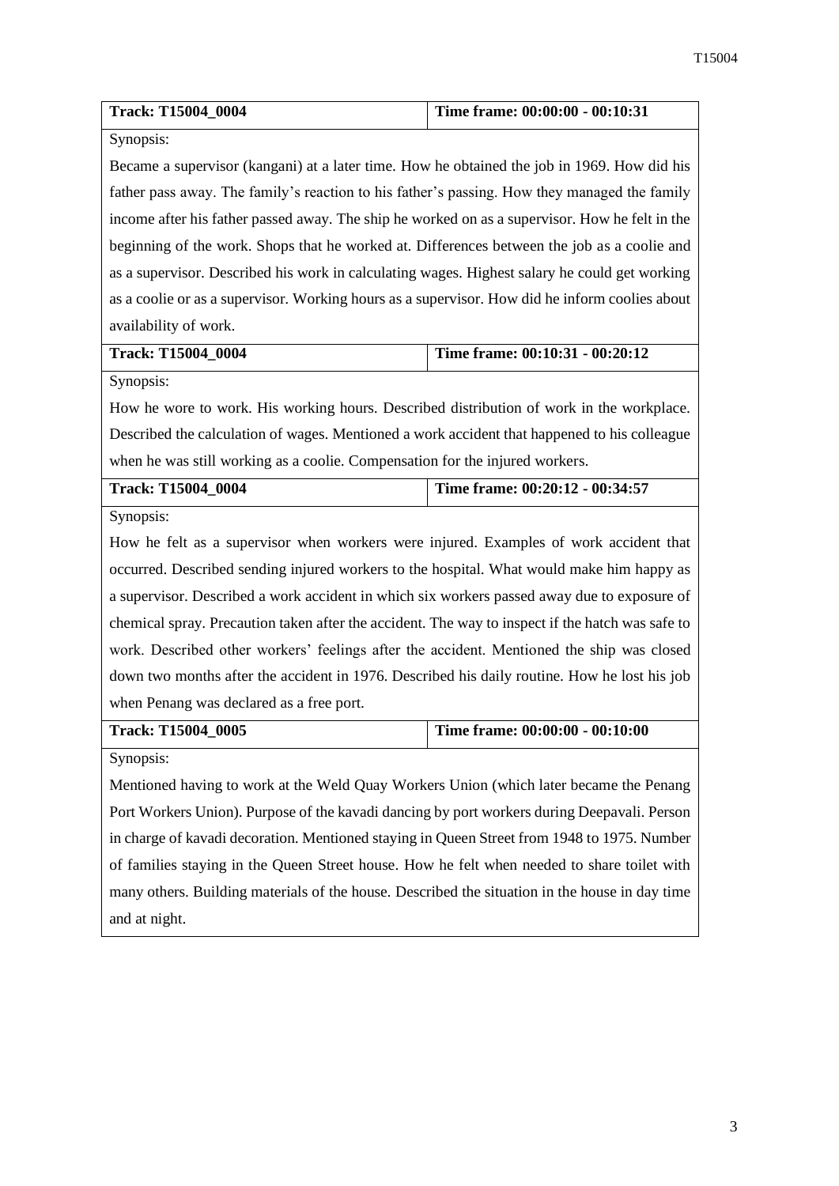| Track: T15004_0004 | Time frame: 00:00:00 - 00:10:31 |
| --- | --- |
| Synopsis: Became a supervisor (kangani) at a later time. How he obtained the job in 1969. How did his father pass away. The family's reaction to his father's passing. How they managed the family income after his father passed away. The ship he worked on as a supervisor. How he felt in the beginning of the work. Shops that he worked at. Differences between the job as a coolie and as a supervisor. Described his work in calculating wages. Highest salary he could get working as a coolie or as a supervisor. Working hours as a supervisor. How did he inform coolies about availability of work. | |
| **Track: T15004_0004** | **Time frame: 00:10:31 - 00:20:12** |
| Synopsis: How he wore to work. His working hours. Described distribution of work in the workplace. Described the calculation of wages. Mentioned a work accident that happened to his colleague when he was still working as a coolie. Compensation for the injured workers. | |
| **Track: T15004_0004** | **Time frame: 00:20:12 - 00:34:57** |
| Synopsis: How he felt as a supervisor when workers were injured. Examples of work accident that occurred. Described sending injured workers to the hospital. What would make him happy as a supervisor. Described a work accident in which six workers passed away due to exposure of chemical spray. Precaution taken after the accident. The way to inspect if the hatch was safe to work. Described other workers' feelings after the accident. Mentioned the ship was closed down two months after the accident in 1976. Described his daily routine. How he lost his job when Penang was declared as a free port. | |
| **Track: T15004_0005** | **Time frame: 00:00:00 - 00:10:00** |
| Synopsis: Mentioned having to work at the Weld Quay Workers Union (which later became the Penang Port Workers Union). Purpose of the kavadi dancing by port workers during Deepavali. Person in charge of kavadi decoration. Mentioned staying in Queen Street from 1948 to 1975. Number of families staying in the Queen Street house. How he felt when needed to share toilet with many others. Building materials of the house. Described the situation in the house in day time and at night. | |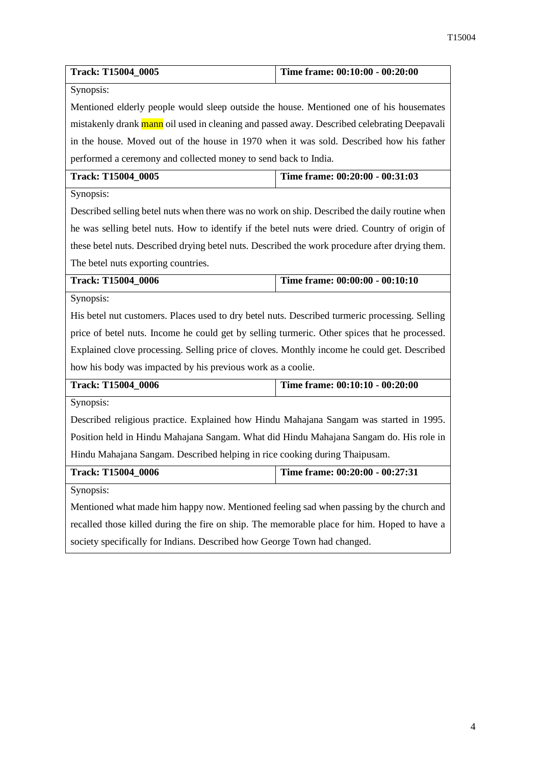| Track: T15004_0005 | Time frame: 00:10:00 - 00:20:00 |
|---|---|
| Synopsis: Mentioned elderly people would sleep outside the house. Mentioned one of his housemates mistakenly drank mann oil used in cleaning and passed away. Described celebrating Deepavali in the house. Moved out of the house in 1970 when it was sold. Described how his father performed a ceremony and collected money to send back to India. | |

| Track: T15004_0005 | Time frame: 00:20:00 - 00:31:03 |
|---|---|
| Synopsis: Described selling betel nuts when there was no work on ship. Described the daily routine when he was selling betel nuts. How to identify if the betel nuts were dried. Country of origin of these betel nuts. Described drying betel nuts. Described the work procedure after drying them. The betel nuts exporting countries. | |

| Track: T15004_0006 | Time frame: 00:00:00 - 00:10:10 |
|---|---|
| Synopsis: His betel nut customers. Places used to dry betel nuts. Described turmeric processing. Selling price of betel nuts. Income he could get by selling turmeric. Other spices that he processed. Explained clove processing. Selling price of cloves. Monthly income he could get. Described how his body was impacted by his previous work as a coolie. | |

| Track: T15004_0006 | Time frame: 00:10:10 - 00:20:00 |
|---|---|
| Synopsis: Described religious practice. Explained how Hindu Mahajana Sangam was started in 1995. Position held in Hindu Mahajana Sangam. What did Hindu Mahajana Sangam do. His role in Hindu Mahajana Sangam. Described helping in rice cooking during Thaipusam. | |

| Track: T15004_0006 | Time frame: 00:20:00 - 00:27:31 |
|---|---|
| Synopsis: Mentioned what made him happy now. Mentioned feeling sad when passing by the church and recalled those killed during the fire on ship. The memorable place for him. Hoped to have a society specifically for Indians. Described how George Town had changed. | |